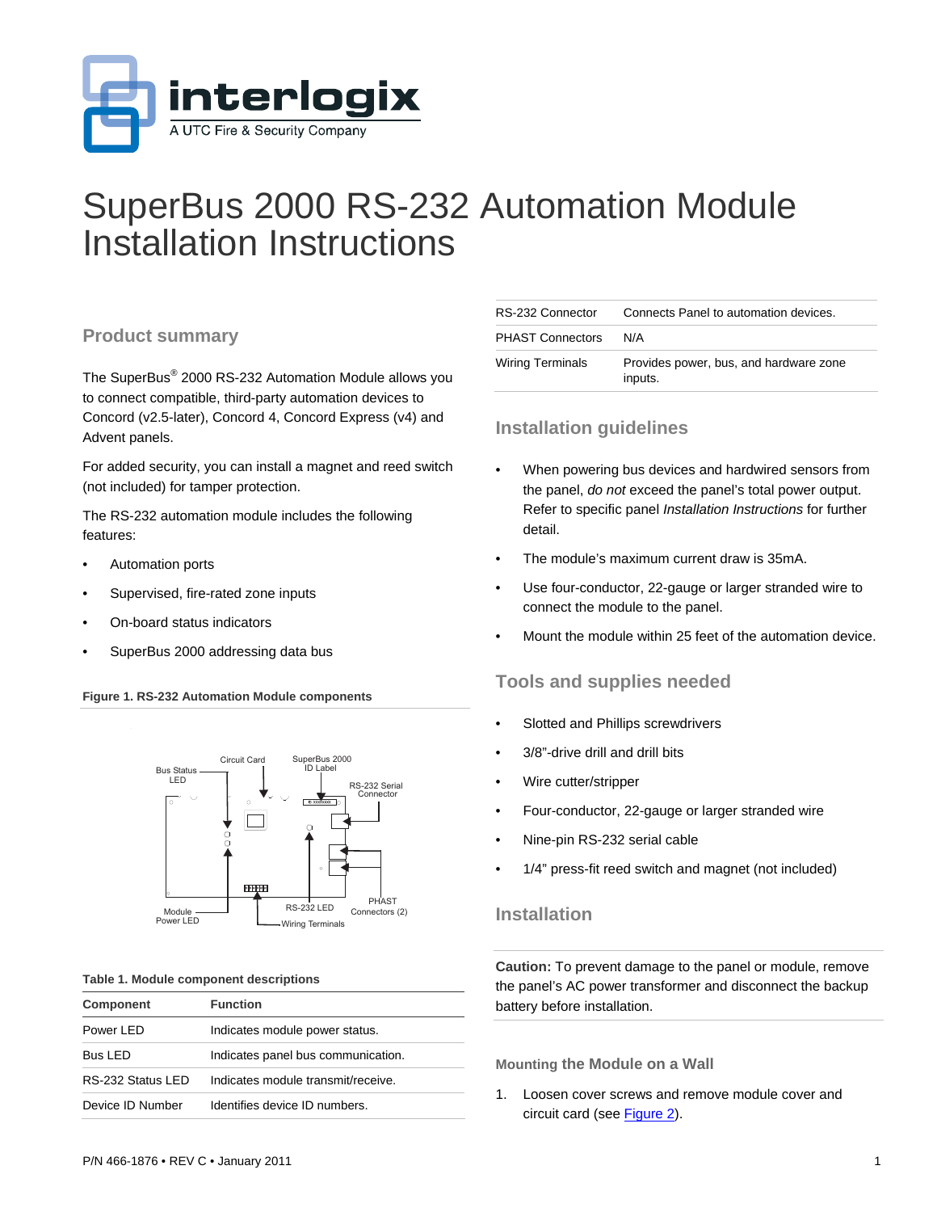# SuperBus 2000 RS-232 Automation Module Installation Instructions

## Product summary

The SuperBus® 2000 RS-232 Automation Module allows you to connect compatible, third-party automation devices to Concord (v2.5-later), Concord 4, Concord Express (v4) and Advent panels.

For added security, you can install a magnet and reed switch (not included) for tamper protection.

The RS-232 automation module includes the following features:

- Automation ports
- Supervised, fire-rated zone inputs
- On-board status indicators
- SuperBus 2000 addressing data bus

**Figure 1. RS-232 Automation Module components**

Bus Status LED, Circuit Card, SuperBus 2000 ID Label, RS-232 Serial Connector, Module Power LED, RS-232 LED, Wiring Terminals, PHAST Connectors (2)

**Table 1. Module component descriptions**

| Component | Function |
|---|---|
| Power LED | Indicates module power status. |
| Bus LED | Indicates panel bus communication. |
| RS-232 Status LED | Indicates module transmit/receive. |
| Device ID Number | Identifies device ID numbers. |
| RS-232 Connector | Connects Panel to automation devices. |
| PHAST Connectors | N/A |
| Wiring Terminals | Provides power, bus, and hardware zone inputs. |

## Installation guidelines

- When powering bus devices and hardwired sensors from the panel, *do not* exceed the panel's total power output. Refer to specific panel *Installation Instructions* for further detail.
- The module's maximum current draw is 35mA.
- Use four-conductor, 22-gauge or larger stranded wire to connect the module to the panel.
- Mount the module within 25 feet of the automation device.

## Tools and supplies needed

- Slotted and Phillips screwdrivers
- 3/8"-drive drill and drill bits
- Wire cutter/stripper
- Four-conductor, 22-gauge or larger stranded wire
- Nine-pin RS-232 serial cable
- 1/4" press-fit reed switch and magnet (not included)

## Installation

**Caution:** To prevent damage to the panel or module, remove the panel's AC power transformer and disconnect the backup battery before installation.

### Mounting the Module on a Wall

1. Loosen cover screws and remove module cover and circuit card (see Figure 2).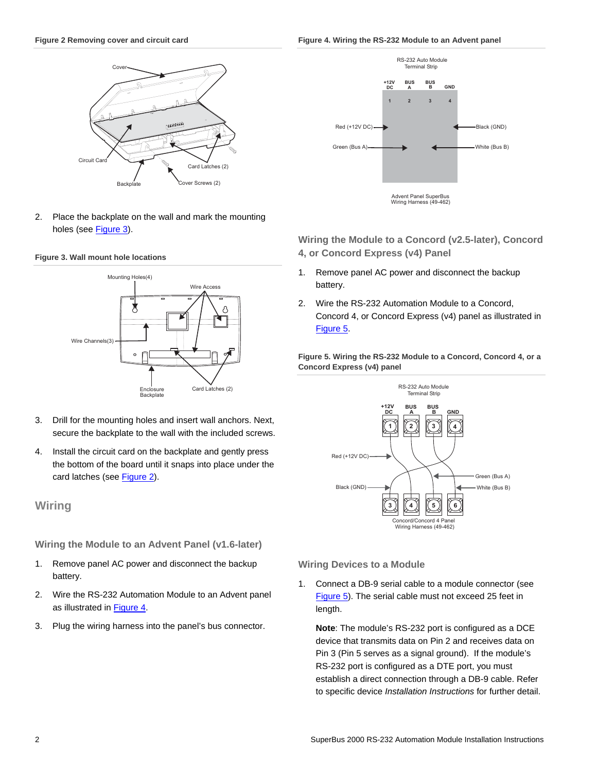**Figure 2 Removing cover and circuit card**

2. Place the backplate on the wall and mark the mounting holes (see Figure 3).

**Figure 3. Wall mount hole locations**

3. Drill for the mounting holes and insert wall anchors. Next, secure the backplate to the wall with the included screws.
4. Install the circuit card on the backplate and gently press the bottom of the board until it snaps into place under the card latches (see Figure 2).

## Wiring

### Wiring the Module to an Advent Panel (v1.6-later)

1. Remove panel AC power and disconnect the backup battery.
2. Wire the RS-232 Automation Module to an Advent panel as illustrated in Figure 4.
3. Plug the wiring harness into the panel's bus connector.

**Figure 4. Wiring the RS-232 Module to an Advent panel**

### Wiring the Module to a Concord (v2.5-later), Concord 4, or Concord Express (v4) Panel

1. Remove panel AC power and disconnect the backup battery.
2. Wire the RS-232 Automation Module to a Concord, Concord 4, or Concord Express (v4) panel as illustrated in Figure 5.

**Figure 5. Wiring the RS-232 Module to a Concord, Concord 4, or a Concord Express (v4) panel**

### Wiring Devices to a Module

1. Connect a DB-9 serial cable to a module connector (see Figure 5). The serial cable must not exceed 25 feet in length.

   **Note**: The module's RS-232 port is configured as a DCE device that transmits data on Pin 2 and receives data on Pin 3 (Pin 5 serves as a signal ground). If the module's RS-232 port is configured as a DTE port, you must establish a direct connection through a DB-9 cable. Refer to specific device *Installation Instructions* for further detail.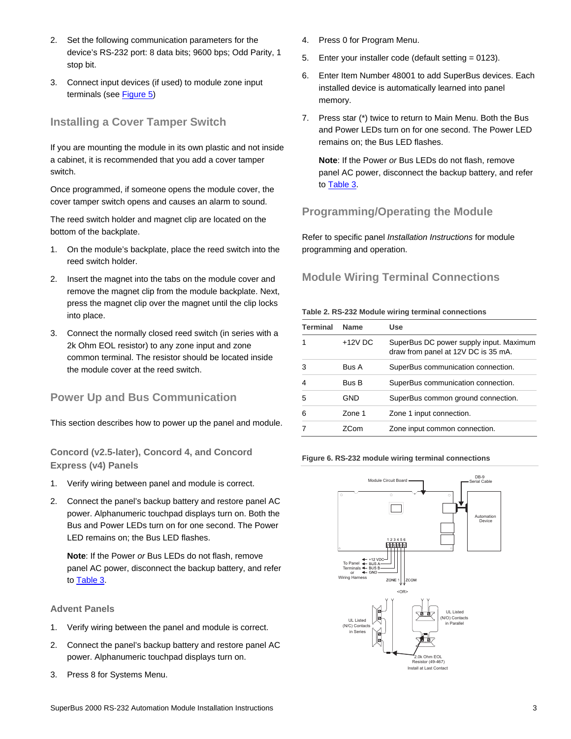2. Set the following communication parameters for the device's RS-232 port: 8 data bits; 9600 bps; Odd Parity, 1 stop bit.
3. Connect input devices (if used) to module zone input terminals (see Figure 5)

## Installing a Cover Tamper Switch

If you are mounting the module in its own plastic and not inside a cabinet, it is recommended that you add a cover tamper switch.

Once programmed, if someone opens the module cover, the cover tamper switch opens and causes an alarm to sound.

The reed switch holder and magnet clip are located on the bottom of the backplate.

1. On the module's backplate, place the reed switch into the reed switch holder.
2. Insert the magnet into the tabs on the module cover and remove the magnet clip from the module backplate. Next, press the magnet clip over the magnet until the clip locks into place.
3. Connect the normally closed reed switch (in series with a 2k Ohm EOL resistor) to any zone input and zone common terminal. The resistor should be located inside the module cover at the reed switch.

## Power Up and Bus Communication

This section describes how to power up the panel and module.

### Concord (v2.5-later), Concord 4, and Concord Express (v4) Panels

1. Verify wiring between panel and module is correct.
2. Connect the panel's backup battery and restore panel AC power. Alphanumeric touchpad displays turn on. Both the Bus and Power LEDs turn on for one second. The Power LED remains on; the Bus LED flashes.

   **Note**: If the Power *or* Bus LEDs do not flash, remove panel AC power, disconnect the backup battery, and refer to Table 3.

### Advent Panels

1. Verify wiring between the panel and module is correct.
2. Connect the panel's backup battery and restore panel AC power. Alphanumeric touchpad displays turn on.
3. Press 8 for Systems Menu.
4. Press 0 for Program Menu.
5. Enter your installer code (default setting = 0123).
6. Enter Item Number 48001 to add SuperBus devices. Each installed device is automatically learned into panel memory.
7. Press star (*) twice to return to Main Menu. Both the Bus and Power LEDs turn on for one second. The Power LED remains on; the Bus LED flashes.

   **Note**: If the Power *or* Bus LEDs do not flash, remove panel AC power, disconnect the backup battery, and refer to Table 3.

## Programming/Operating the Module

Refer to specific panel *Installation Instructions* for module programming and operation.

## Module Wiring Terminal Connections

**Table 2. RS-232 Module wiring terminal connections**

| Terminal | Name | Use |
|---|---|---|
| 1 | +12V DC | SuperBus DC power supply input. Maximum draw from panel at 12V DC is 35 mA. |
| 3 | Bus A | SuperBus communication connection. |
| 4 | Bus B | SuperBus communication connection. |
| 5 | GND | SuperBus common ground connection. |
| 6 | Zone 1 | Zone 1 input connection. |
| 7 | ZCom | Zone input common connection. |

**Figure 6. RS-232 module wiring terminal connections**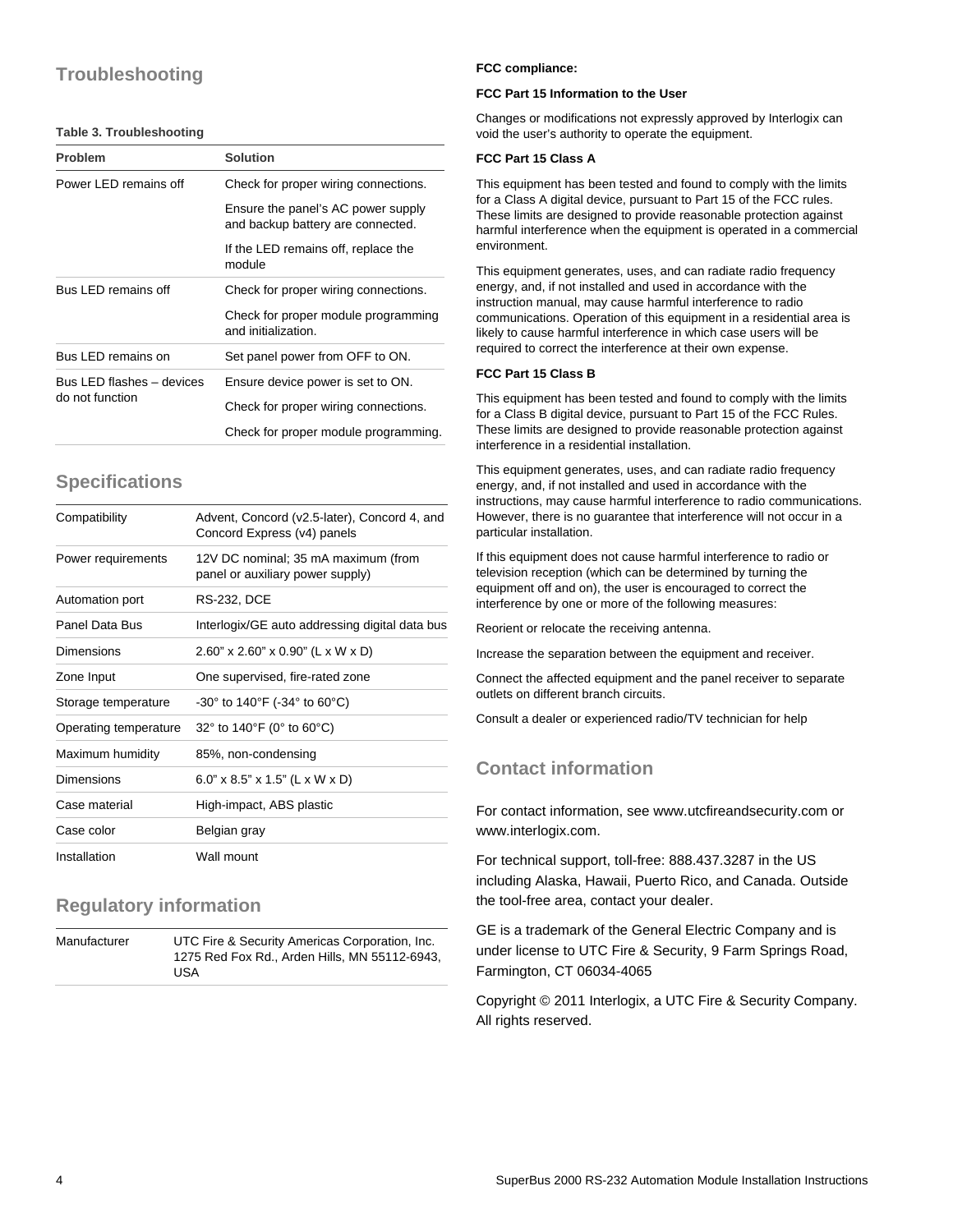## Troubleshooting

**Table 3. Troubleshooting**

| Problem | Solution |
| --- | --- |
| Power LED remains off | Check for proper wiring connections. |
| | Ensure the panel's AC power supply and backup battery are connected. |
| | If the LED remains off, replace the module |
| Bus LED remains off | Check for proper wiring connections. |
| | Check for proper module programming and initialization. |
| Bus LED remains on | Set panel power from OFF to ON. |
| Bus LED flashes – devices do not function | Ensure device power is set to ON. |
| | Check for proper wiring connections. |
| | Check for proper module programming. |

## Specifications

| | |
| --- | --- |
| Compatibility | Advent, Concord (v2.5-later), Concord 4, and Concord Express (v4) panels |
| Power requirements | 12V DC nominal; 35 mA maximum (from panel or auxiliary power supply) |
| Automation port | RS-232, DCE |
| Panel Data Bus | Interlogix/GE auto addressing digital data bus |
| Dimensions | 2.60" x 2.60" x 0.90" (L x W x D) |
| Zone Input | One supervised, fire-rated zone |
| Storage temperature | -30° to 140°F (-34° to 60°C) |
| Operating temperature | 32° to 140°F (0° to 60°C) |
| Maximum humidity | 85%, non-condensing |
| Dimensions | 6.0" x 8.5" x 1.5" (L x W x D) |
| Case material | High-impact, ABS plastic |
| Case color | Belgian gray |
| Installation | Wall mount |

## Regulatory information

| | |
| --- | --- |
| Manufacturer | UTC Fire & Security Americas Corporation, Inc. 1275 Red Fox Rd., Arden Hills, MN 55112-6943, USA |

**FCC compliance:**

**FCC Part 15 Information to the User**

Changes or modifications not expressly approved by Interlogix can void the user's authority to operate the equipment.

**FCC Part 15 Class A**

This equipment has been tested and found to comply with the limits for a Class A digital device, pursuant to Part 15 of the FCC rules. These limits are designed to provide reasonable protection against harmful interference when the equipment is operated in a commercial environment.

This equipment generates, uses, and can radiate radio frequency energy, and, if not installed and used in accordance with the instruction manual, may cause harmful interference to radio communications. Operation of this equipment in a residential area is likely to cause harmful interference in which case users will be required to correct the interference at their own expense.

**FCC Part 15 Class B**

This equipment has been tested and found to comply with the limits for a Class B digital device, pursuant to Part 15 of the FCC Rules. These limits are designed to provide reasonable protection against interference in a residential installation.

This equipment generates, uses, and can radiate radio frequency energy, and, if not installed and used in accordance with the instructions, may cause harmful interference to radio communications. However, there is no guarantee that interference will not occur in a particular installation.

If this equipment does not cause harmful interference to radio or television reception (which can be determined by turning the equipment off and on), the user is encouraged to correct the interference by one or more of the following measures:

Reorient or relocate the receiving antenna.

Increase the separation between the equipment and receiver.

Connect the affected equipment and the panel receiver to separate outlets on different branch circuits.

Consult a dealer or experienced radio/TV technician for help

## Contact information

For contact information, see www.utcfireandsecurity.com or www.interlogix.com.

For technical support, toll-free: 888.437.3287 in the US including Alaska, Hawaii, Puerto Rico, and Canada. Outside the tool-free area, contact your dealer.

GE is a trademark of the General Electric Company and is under license to UTC Fire & Security, 9 Farm Springs Road, Farmington, CT 06034-4065

Copyright © 2011 Interlogix, a UTC Fire & Security Company. All rights reserved.